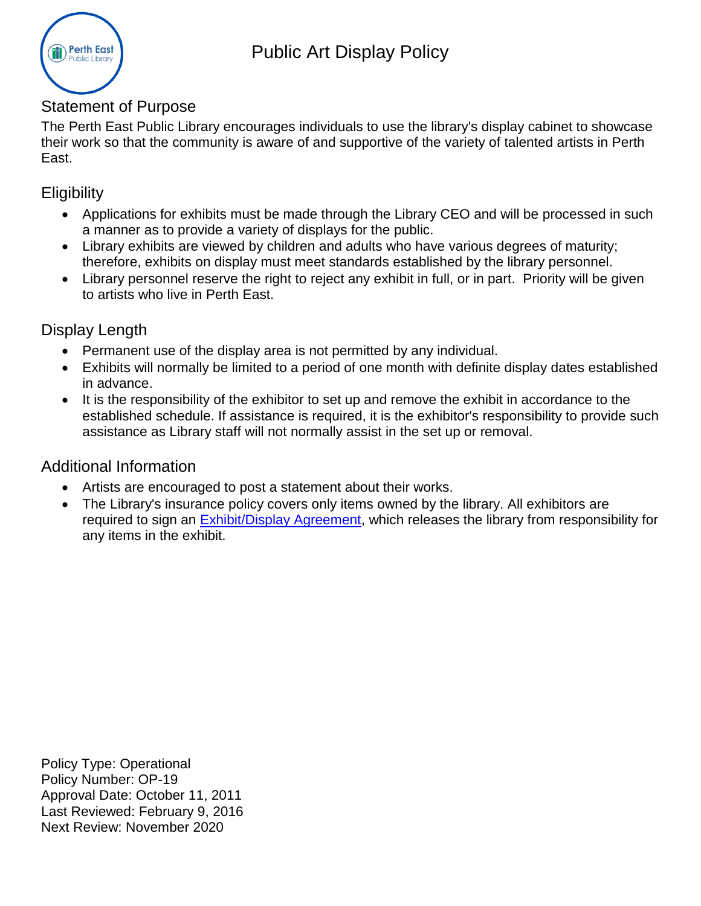# Public Art Display Policy

## Statement of Purpose

The Perth East Public Library encourages individuals to use the library's display cabinet to showcase their work so that the community is aware of and supportive of the variety of talented artists in Perth East.

## Eligibility

- Applications for exhibits must be made through the Library CEO and will be processed in such a manner as to provide a variety of displays for the public.
- Library exhibits are viewed by children and adults who have various degrees of maturity; therefore, exhibits on display must meet standards established by the library personnel.
- Library personnel reserve the right to reject any exhibit in full, or in part. Priority will be given to artists who live in Perth East.

## Display Length

- Permanent use of the display area is not permitted by any individual.
- Exhibits will normally be limited to a period of one month with definite display dates established in advance.
- It is the responsibility of the exhibitor to set up and remove the exhibit in accordance to the established schedule. If assistance is required, it is the exhibitor's responsibility to provide such assistance as Library staff will not normally assist in the set up or removal.

## Additional Information

- Artists are encouraged to post a statement about their works.
- The Library's insurance policy covers only items owned by the library. All exhibitors are required to sign an Exhibit/Display Agreement, which releases the library from responsibility for any items in the exhibit.

Policy Type: Operational
Policy Number: OP-19
Approval Date: October 11, 2011
Last Reviewed: February 9, 2016
Next Review: November 2020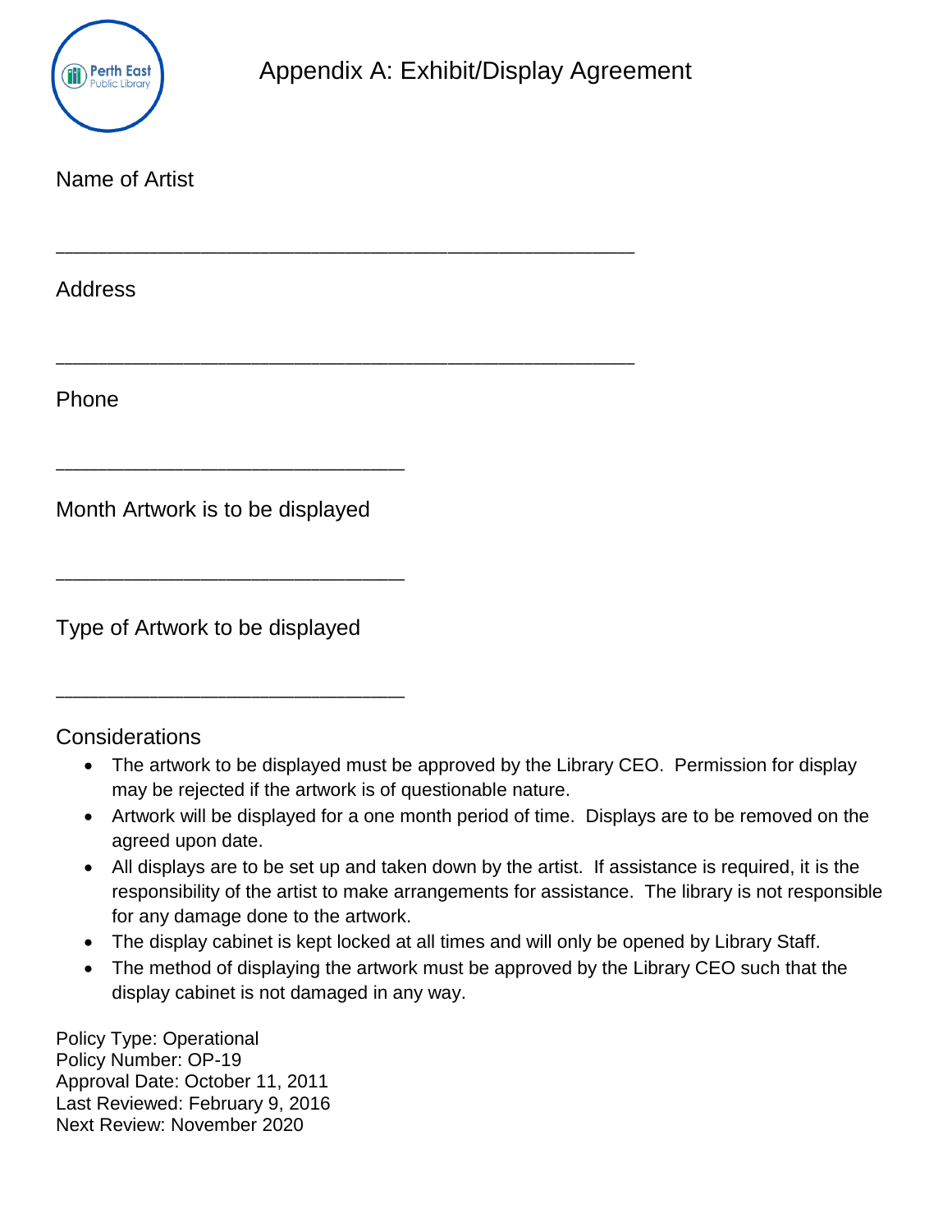# Appendix A: Exhibit/Display Agreement

Name of Artist

_______________________________________________

Address

_______________________________________________

Phone

____________________________

Month Artwork is to be displayed

____________________________

Type of Artwork to be displayed

____________________________

Considerations

- The artwork to be displayed must be approved by the Library CEO. Permission for display may be rejected if the artwork is of questionable nature.
- Artwork will be displayed for a one month period of time. Displays are to be removed on the agreed upon date.
- All displays are to be set up and taken down by the artist. If assistance is required, it is the responsibility of the artist to make arrangements for assistance. The library is not responsible for any damage done to the artwork.
- The display cabinet is kept locked at all times and will only be opened by Library Staff.
- The method of displaying the artwork must be approved by the Library CEO such that the display cabinet is not damaged in any way.

Policy Type: Operational
Policy Number: OP-19
Approval Date: October 11, 2011
Last Reviewed: February 9, 2016
Next Review: November 2020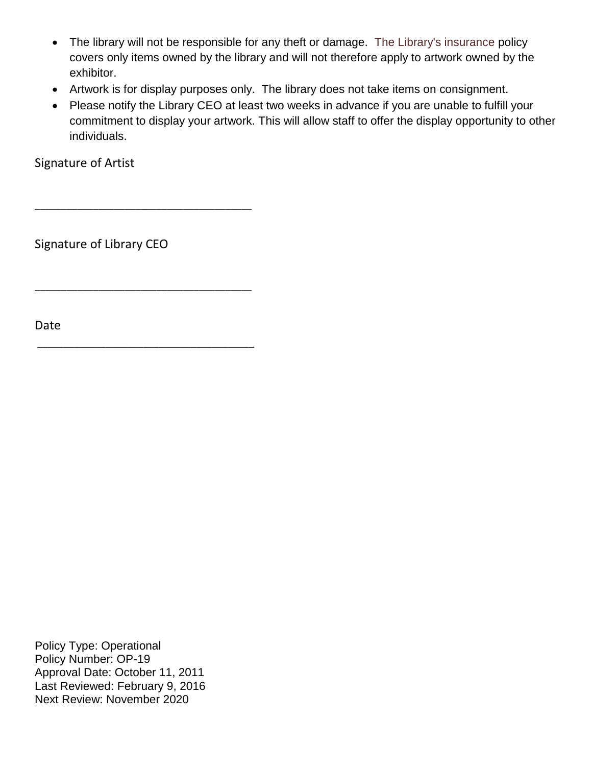- The library will not be responsible for any theft or damage. The Library's insurance policy covers only items owned by the library and will not therefore apply to artwork owned by the exhibitor.
- Artwork is for display purposes only. The library does not take items on consignment.
- Please notify the Library CEO at least two weeks in advance if you are unable to fulfill your commitment to display your artwork. This will allow staff to offer the display opportunity to other individuals.

Signature of Artist

_________________________________

Signature of Library CEO

_________________________________

Date

_________________________________

Policy Type: Operational
Policy Number: OP-19
Approval Date: October 11, 2011
Last Reviewed: February 9, 2016
Next Review: November 2020